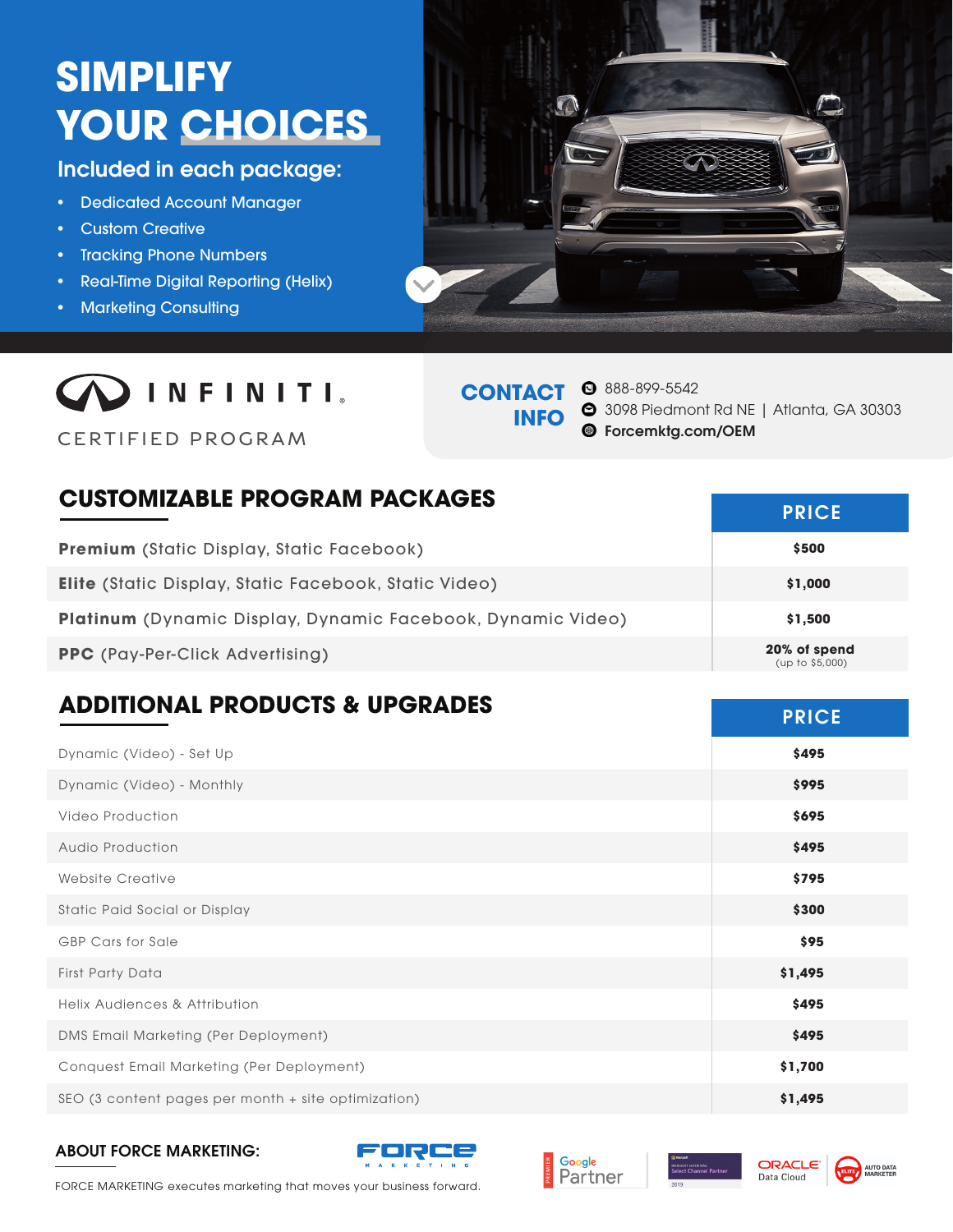# SIMPLIFY YOUR CHOICES

## Included in each package:

- Dedicated Account Manager
- Custom Creative
- Tracking Phone Numbers
- Real-Time Digital Reporting (Helix)
- Marketing Consulting

INFINITI.

CERTIFIED PROGRAM

**CONTACT INFO**

888-899-5542

3098 Piedmont Rd NE | Atlanta, GA 30303

**Forcemktg.com/OEM**

## CUSTOMIZABLE PROGRAM PACKAGES

| | PRICE |
|---|---|
| **Premium** (Static Display, Static Facebook) | **$500** |
| **Elite** (Static Display, Static Facebook, Static Video) | **$1,000** |
| **Platinum** (Dynamic Display, Dynamic Facebook, Dynamic Video) | **$1,500** |
| **PPC** (Pay-Per-Click Advertising) | **20% of spend** (up to $5,000) |

## ADDITIONAL PRODUCTS & UPGRADES

| | PRICE |
|---|---|
| Dynamic (Video) - Set Up | **$495** |
| Dynamic (Video) - Monthly | **$995** |
| Video Production | **$695** |
| Audio Production | **$495** |
| Website Creative | **$795** |
| Static Paid Social or Display | **$300** |
| GBP Cars for Sale | **$95** |
| First Party Data | **$1,495** |
| Helix Audiences & Attribution | **$495** |
| DMS Email Marketing (Per Deployment) | **$495** |
| Conquest Email Marketing (Per Deployment) | **$1,700** |
| SEO (3 content pages per month + site optimization) | **$1,495** |

### ABOUT FORCE MARKETING:

FORCE MARKETING executes marketing that moves your business forward.

FORCE MARKETING

Premier Google Partner | Microsoft Advertising Select Channel Partner 2019 | ORACLE Data Cloud | Elite Auto Data Marketer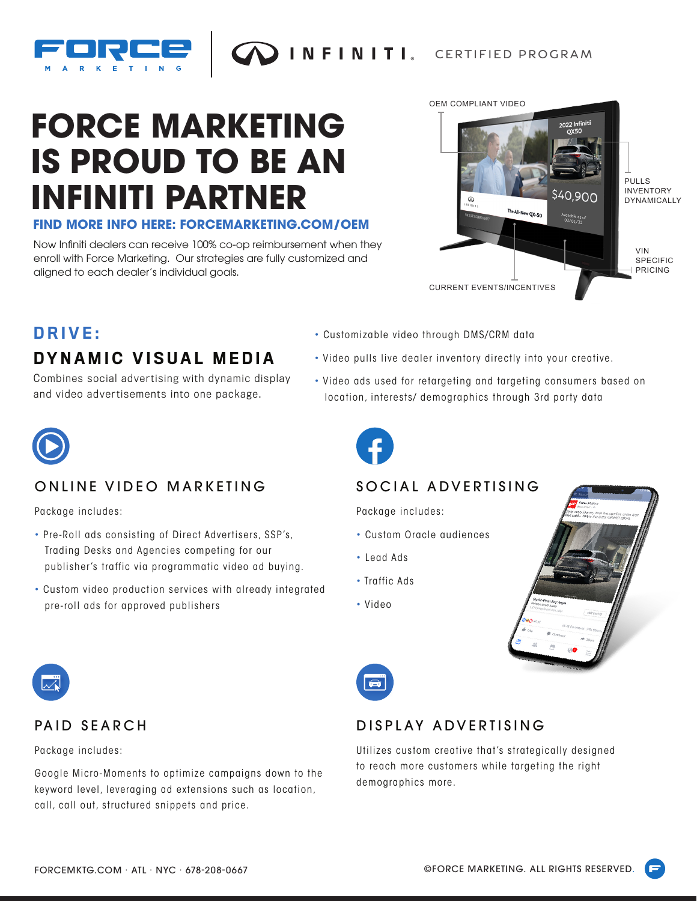FORCE MARKETING | INFINITI. CERTIFIED PROGRAM

# FORCE MARKETING IS PROUD TO BE AN INFINITI PARTNER

**FIND MORE INFO HERE: FORCEMARKETING.COM/OEM**

Now Infiniti dealers can receive 100% co-op reimbursement when they enroll with Force Marketing. Our strategies are fully customized and aligned to each dealer's individual goals.

OEM COMPLIANT VIDEO

PULLS INVENTORY DYNAMICALLY

VIN SPECIFIC PRICING

CURRENT EVENTS/INCENTIVES

## DRIVE:

## DYNAMIC VISUAL MEDIA

Combines social advertising with dynamic display and video advertisements into one package.

- Customizable video through DMS/CRM data
- Video pulls live dealer inventory directly into your creative.
- Video ads used for retargeting and targeting consumers based on location, interests/ demographics through 3rd party data

### ONLINE VIDEO MARKETING

Package includes:

- Pre-Roll ads consisting of Direct Advertisers, SSP's, Trading Desks and Agencies competing for our publisher's traffic via programmatic video ad buying.
- Custom video production services with already integrated pre-roll ads for approved publishers

### SOCIAL ADVERTISING

Package includes:

- Custom Oracle audiences
- Lead Ads
- Traffic Ads
- Video

### PAID SEARCH

Package includes:

Google Micro-Moments to optimize campaigns down to the keyword level, leveraging ad extensions such as location, call, call out, structured snippets and price.

### DISPLAY ADVERTISING

Utilizes custom creative that's strategically designed to reach more customers while targeting the right demographics more.

FORCEMKTG.COM · ATL · NYC · 678-208-0667

©FORCE MARKETING. ALL RIGHTS RESERVED.